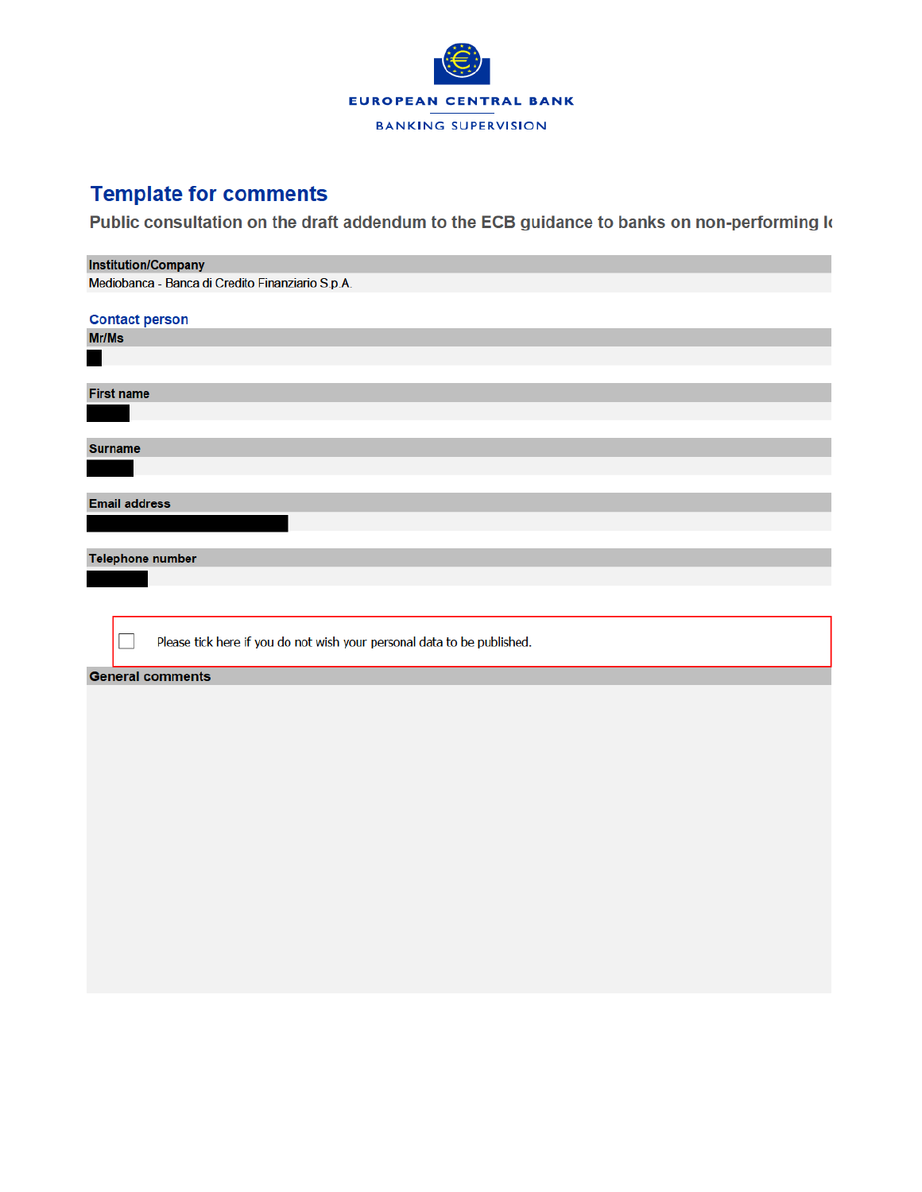EUROPEAN CENTRAL BANK

BANKING SUPERVISION

# Template for comments

## Public consultation on the draft addendum to the ECB guidance to banks on non-performing lo

**Institution/Company**

Mediobanca - Banca di Credito Finanziario S.p.A.

### Contact person

**Mr/Ms**

**First name**

**Surname**

**Email address**

**Telephone number**

☐ Please tick here if you do not wish your personal data to be published.

**General comments**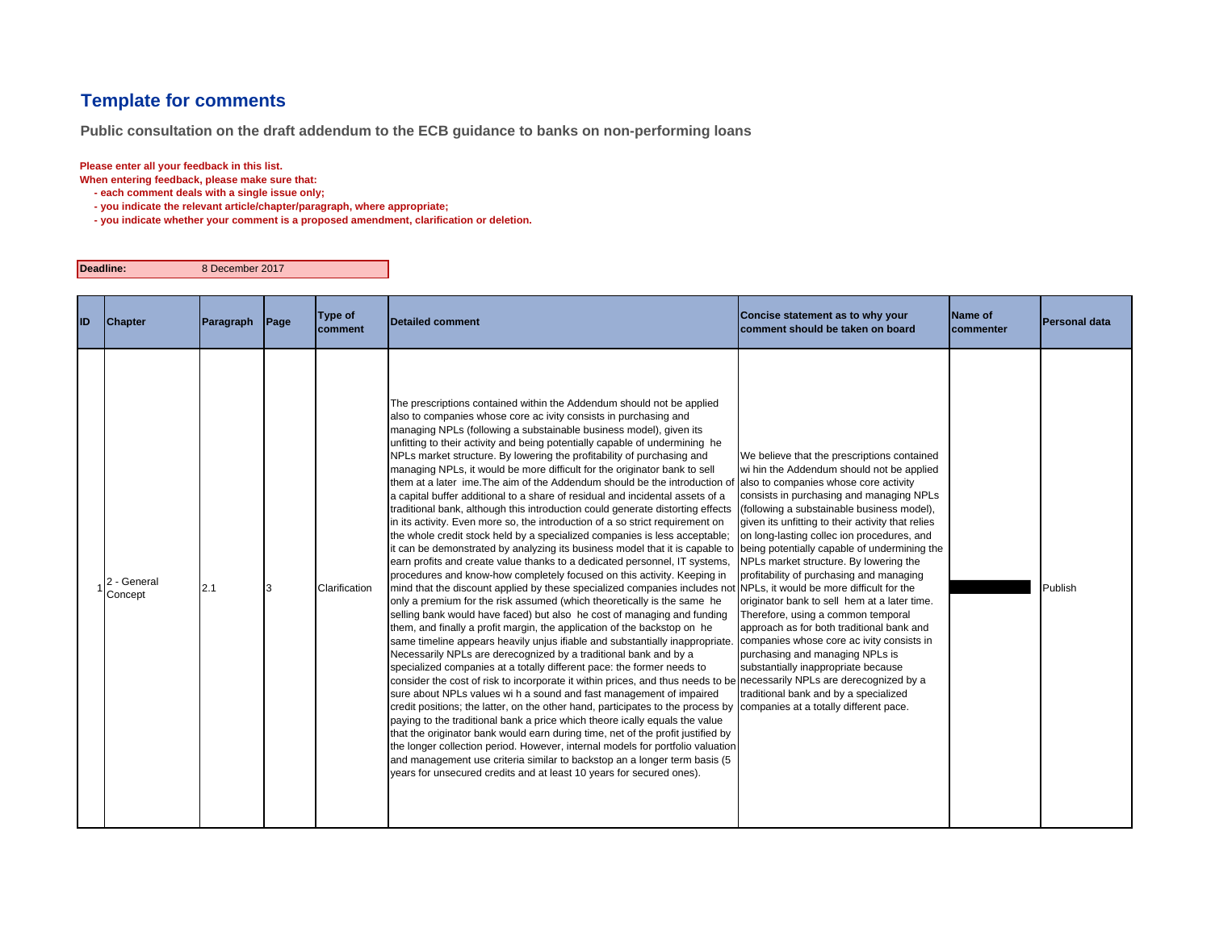## Template for comments

**Public consultation on the draft addendum to the ECB guidance to banks on non-performing loans**

**Please enter all your feedback in this list.**
**When entering feedback, please make sure that:**
- **each comment deals with a single issue only;**
- **you indicate the relevant article/chapter/paragraph, where appropriate;**
- **you indicate whether your comment is a proposed amendment, clarification or deletion.**

| **Deadline:** | 8 December 2017 |
|---|---|

| ID | Chapter | Paragraph | Page | Type of comment | Detailed comment | Concise statement as to why your comment should be taken on board | Name of commenter | Personal data |
|---|---|---|---|---|---|---|---|---|
| 1 | 2 - General Concept | 2.1 | 3 | Clarification | The prescriptions contained within the Addendum should not be applied also to companies whose core ac ivity consists in purchasing and managing NPLs (following a substainable business model), given its unfitting to their activity and being potentially capable of undermining he NPLs market structure. By lowering the profitability of purchasing and managing NPLs, it would be more difficult for the originator bank to sell them at a later ime.The aim of the Addendum should be the introduction of a capital buffer additional to a share of residual and incidental assets of a traditional bank, although this introduction could generate distorting effects in its activity. Even more so, the introduction of a so strict requirement on the whole credit stock held by a specialized companies is less acceptable; it can be demonstrated by analyzing its business model that it is capable to earn profits and create value thanks to a dedicated personnel, IT systems, procedures and know-how completely focused on this activity. Keeping in mind that the discount applied by these specialized companies includes not only a premium for the risk assumed (which theoretically is the same he selling bank would have faced) but also he cost of managing and funding them, and finally a profit margin, the application of the backstop on he same timeline appears heavily unjus ifiable and substantially inappropriate. Necessarily NPLs are derecognized by a traditional bank and by a specialized companies at a totally different pace: the former needs to consider the cost of risk to incorporate it within prices, and thus needs to be sure about NPLs values wi h a sound and fast management of impaired credit positions; the latter, on the other hand, participates to the process by paying to the traditional bank a price which theore ically equals the value that the originator bank would earn during time, net of the profit justified by the longer collection period. However, internal models for portfolio valuation and management use criteria similar to backstop an a longer term basis (5 years for unsecured credits and at least 10 years for secured ones). | We believe that the prescriptions contained wi hin the Addendum should not be applied also to companies whose core activity consists in purchasing and managing NPLs (following a substainable business model), given its unfitting to their activity that relies on long-lasting collec ion procedures, and being potentially capable of undermining the NPLs market structure. By lowering the profitability of purchasing and managing NPLs, it would be more difficult for the originator bank to sell hem at a later time. Therefore, using a common temporal approach as for both traditional bank and companies whose core ac ivity consists in purchasing and managing NPLs is substantially inappropriate because necessarily NPLs are derecognized by a traditional bank and by a specialized companies at a totally different pace. | | Publish |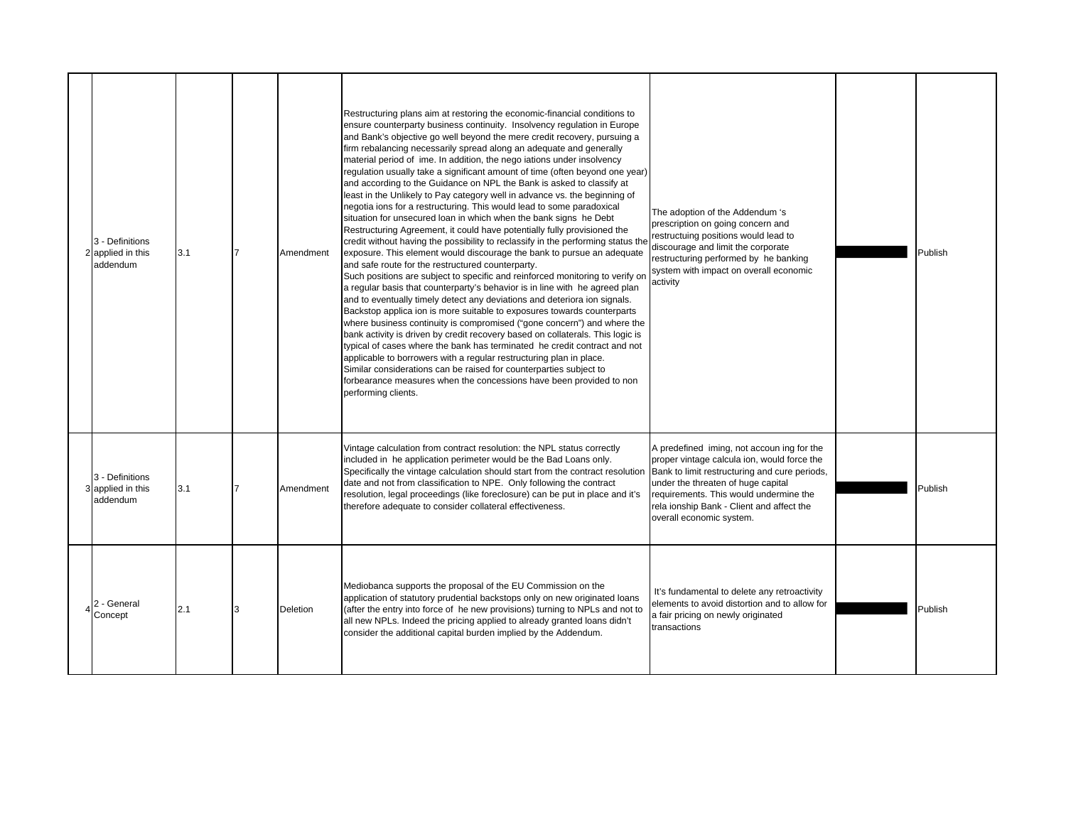| | | | | | | | | |
|---|---|---|---|---|---|---|---|---|
| 2 | 3 - Definitions applied in this addendum | 3.1 | 7 | Amendment | Restructuring plans aim at restoring the economic-financial conditions to ensure counterparty business continuity. Insolvency regulation in Europe and Bank's objective go well beyond the mere credit recovery, pursuing a firm rebalancing necessarily spread along an adequate and generally material period of ime. In addition, the nego iations under insolvency regulation usually take a significant amount of time (often beyond one year) and according to the Guidance on NPL the Bank is asked to classify at least in the Unlikely to Pay category well in advance vs. the beginning of negotia ions for a restructuring. This would lead to some paradoxical situation for unsecured loan in which when the bank signs he Debt Restructuring Agreement, it could have potentially fully provisioned the credit without having the possibility to reclassify in the performing status the exposure. This element would discourage the bank to pursue an adequate and safe route for the restructured counterparty.<br>Such positions are subject to specific and reinforced monitoring to verify on a regular basis that counterparty's behavior is in line with he agreed plan and to eventually timely detect any deviations and deteriora ion signals.<br>Backstop applica ion is more suitable to exposures towards counterparts where business continuity is compromised ("gone concern") and where the bank activity is driven by credit recovery based on collaterals. This logic is typical of cases where the bank has terminated he credit contract and not applicable to borrowers with a regular restructuring plan in place.<br>Similar considerations can be raised for counterparties subject to forbearance measures when the concessions have been provided to non performing clients. | The adoption of the Addendum 's prescription on going concern and restructuing positions would lead to discourage and limit the corporate restructuring performed by he banking system with impact on overall economic activity | █████ | Publish |
| 3 | 3 - Definitions applied in this addendum | 3.1 | 7 | Amendment | Vintage calculation from contract resolution: the NPL status correctly included in he application perimeter would be the Bad Loans only. Specifically the vintage calculation should start from the contract resolution date and not from classification to NPE. Only following the contract resolution, legal proceedings (like foreclosure) can be put in place and it's therefore adequate to consider collateral effectiveness. | A predefined iming, not accoun ing for the proper vintage calcula ion, would force the Bank to limit restructuring and cure periods, under the threaten of huge capital requirements. This would undermine the rela ionship Bank - Client and affect the overall economic system. | █████ | Publish |
| 4 | 2 - General Concept | 2.1 | 3 | Deletion | Mediobanca supports the proposal of the EU Commission on the application of statutory prudential backstops only on new originated loans (after the entry into force of he new provisions) turning to NPLs and not to all new NPLs. Indeed the pricing applied to already granted loans didn't consider the additional capital burden implied by the Addendum. | It's fundamental to delete any retroactivity elements to avoid distortion and to allow for a fair pricing on newly originated transactions | █████ | Publish |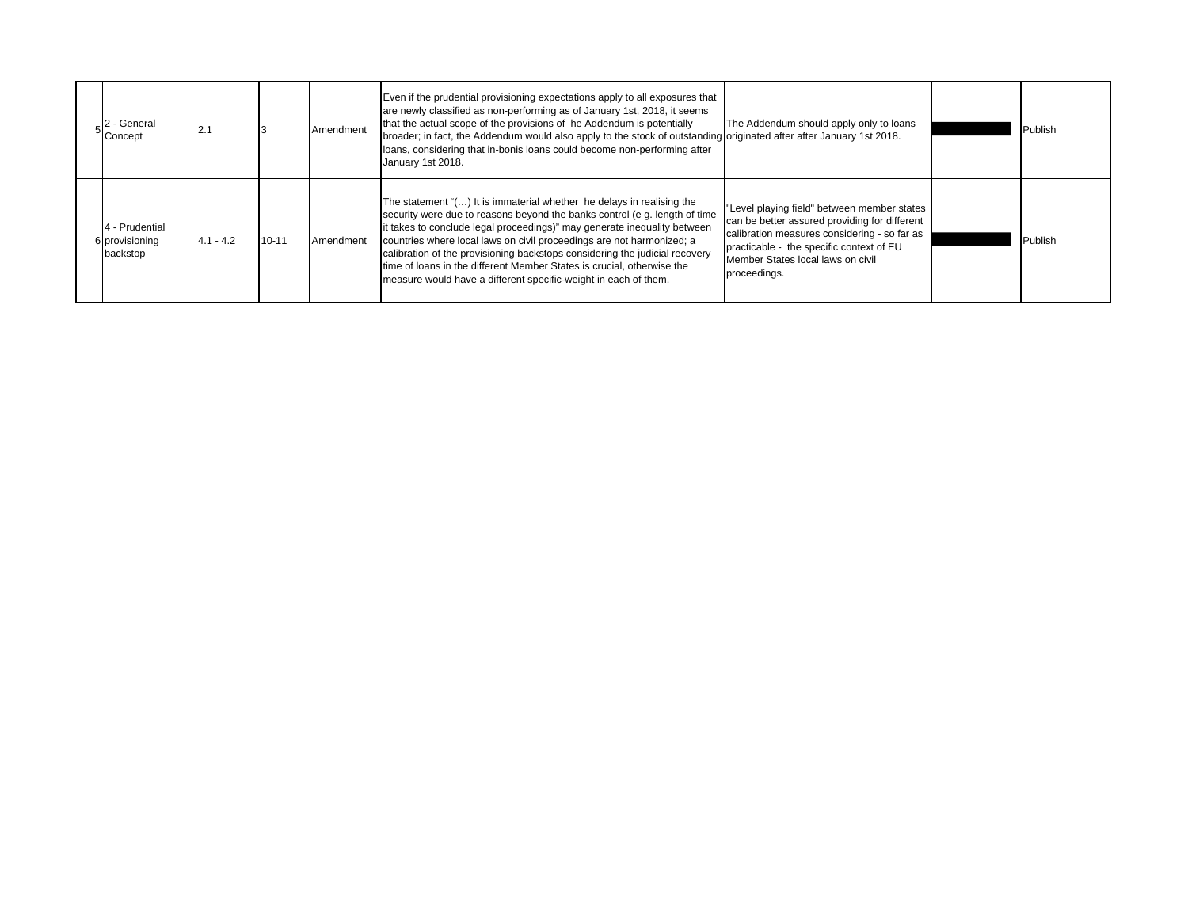| | | | | | | | | |
|---|---|---|---|---|---|---|---|---|
| 5 | 2 - General Concept | 2.1 | 3 | Amendment | Even if the prudential provisioning expectations apply to all exposures that are newly classified as non-performing as of January 1st, 2018, it seems that the actual scope of the provisions of he Addendum is potentially broader; in fact, the Addendum would also apply to the stock of outstanding loans, considering that in-bonis loans could become non-performing after January 1st 2018. | The Addendum should apply only to loans originated after after January 1st 2018. | | Publish |
| 6 | 4 - Prudential provisioning backstop | 4.1 - 4.2 | 10-11 | Amendment | The statement "(…) It is immaterial whether he delays in realising the security were due to reasons beyond the banks control (e g. length of time it takes to conclude legal proceedings)" may generate inequality between countries where local laws on civil proceedings are not harmonized; a calibration of the provisioning backstops considering the judicial recovery time of loans in the different Member States is crucial, otherwise the measure would have a different specific-weight in each of them. | "Level playing field" between member states can be better assured providing for different calibration measures considering - so far as practicable - the specific context of EU Member States local laws on civil proceedings. | | Publish |